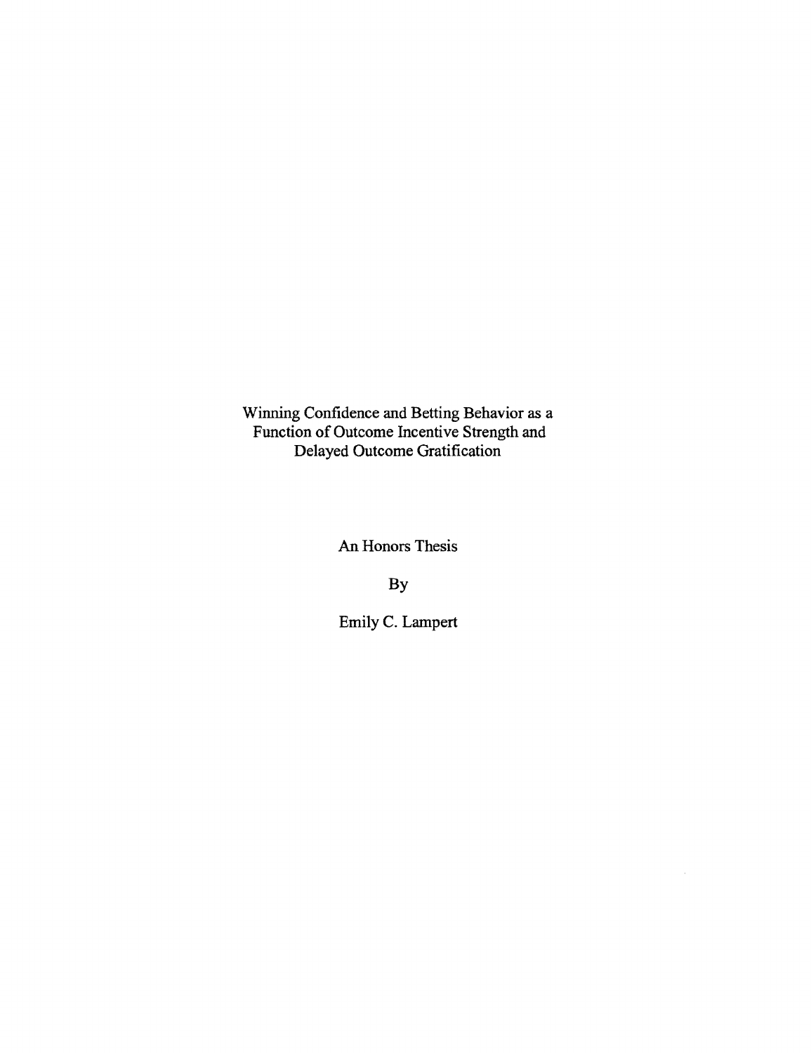# Winning Confidence and Betting Behavior as a Function of Outcome Incentive Strength and Delayed Outcome Gratification

An Honors Thesis

By

Emily C. Lampert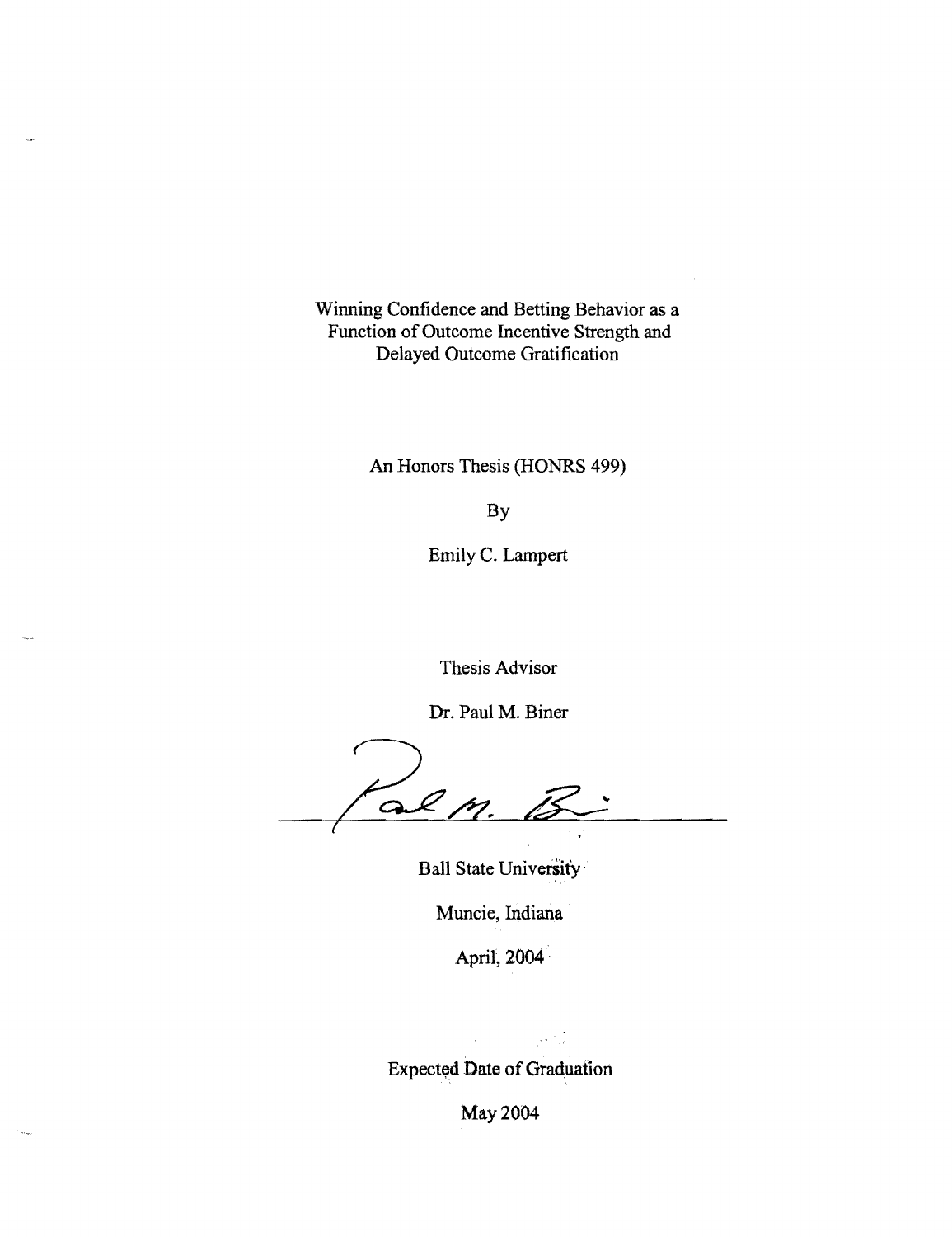# Winning Confidence and Betting Behavior as a Function of Outcome Incentive Strength and Delayed Outcome Gratification

An Honors Thesis (HONRS 499)

By

Emily C. Lampert

Thesis Advisor

Dr. Paul M. Biner

Ball State University

Muncie, Indiana

April, 2004

Expected Date of Graduation

May 2004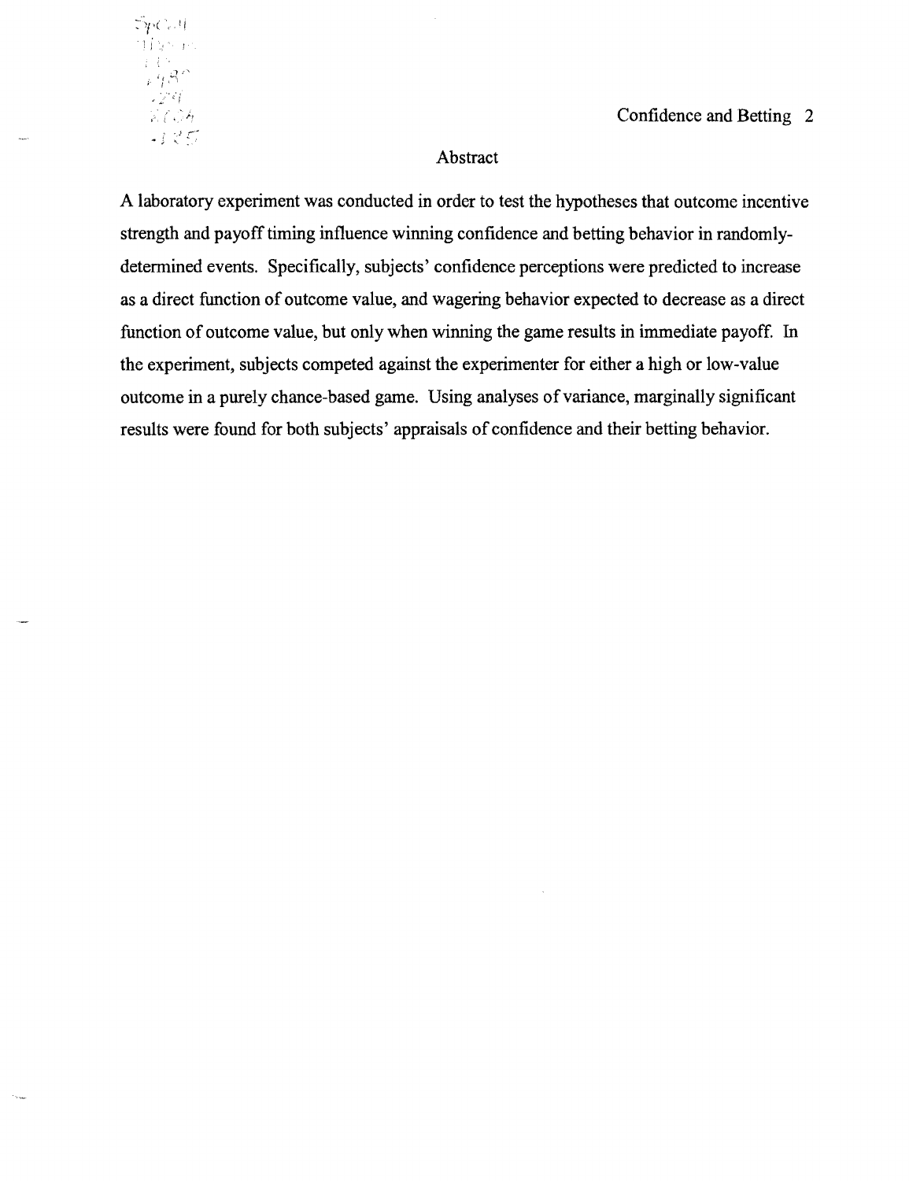## Abstract

A laboratory experiment was conducted in order to test the hypotheses that outcome incentive strength and payoff timing influence winning confidence and betting behavior in randomly-determined events. Specifically, subjects' confidence perceptions were predicted to increase as a direct function of outcome value, and wagering behavior expected to decrease as a direct function of outcome value, but only when winning the game results in immediate payoff. In the experiment, subjects competed against the experimenter for either a high or low-value outcome in a purely chance-based game. Using analyses of variance, marginally significant results were found for both subjects' appraisals of confidence and their betting behavior.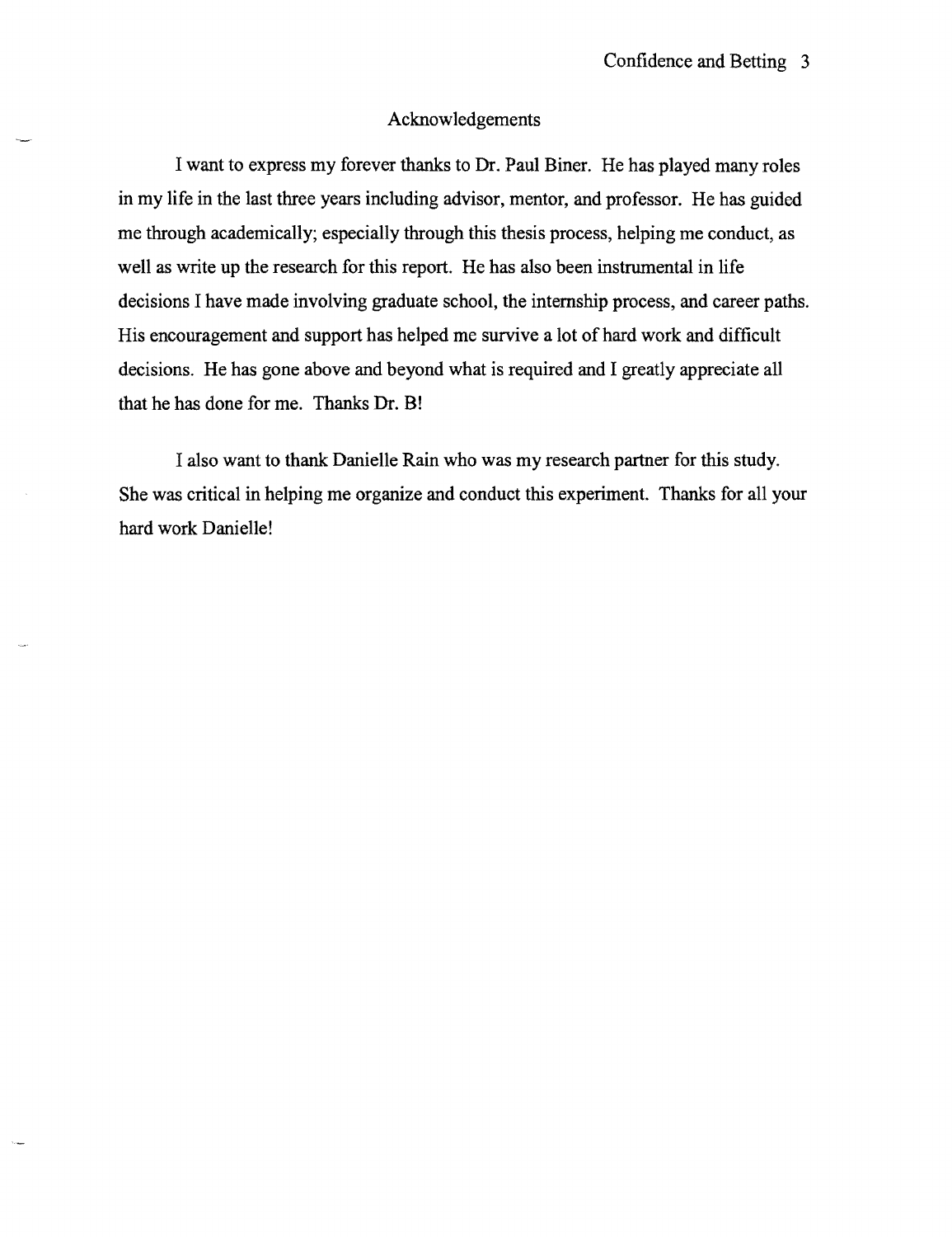# Acknowledgements

I want to express my forever thanks to Dr. Paul Biner. He has played many roles in my life in the last three years including advisor, mentor, and professor. He has guided me through academically; especially through this thesis process, helping me conduct, as well as write up the research for this report. He has also been instrumental in life decisions I have made involving graduate school, the internship process, and career paths. His encouragement and support has helped me survive a lot of hard work and difficult decisions. He has gone above and beyond what is required and I greatly appreciate all that he has done for me. Thanks Dr. B!

I also want to thank Danielle Rain who was my research partner for this study. She was critical in helping me organize and conduct this experiment. Thanks for all your hard work Danielle!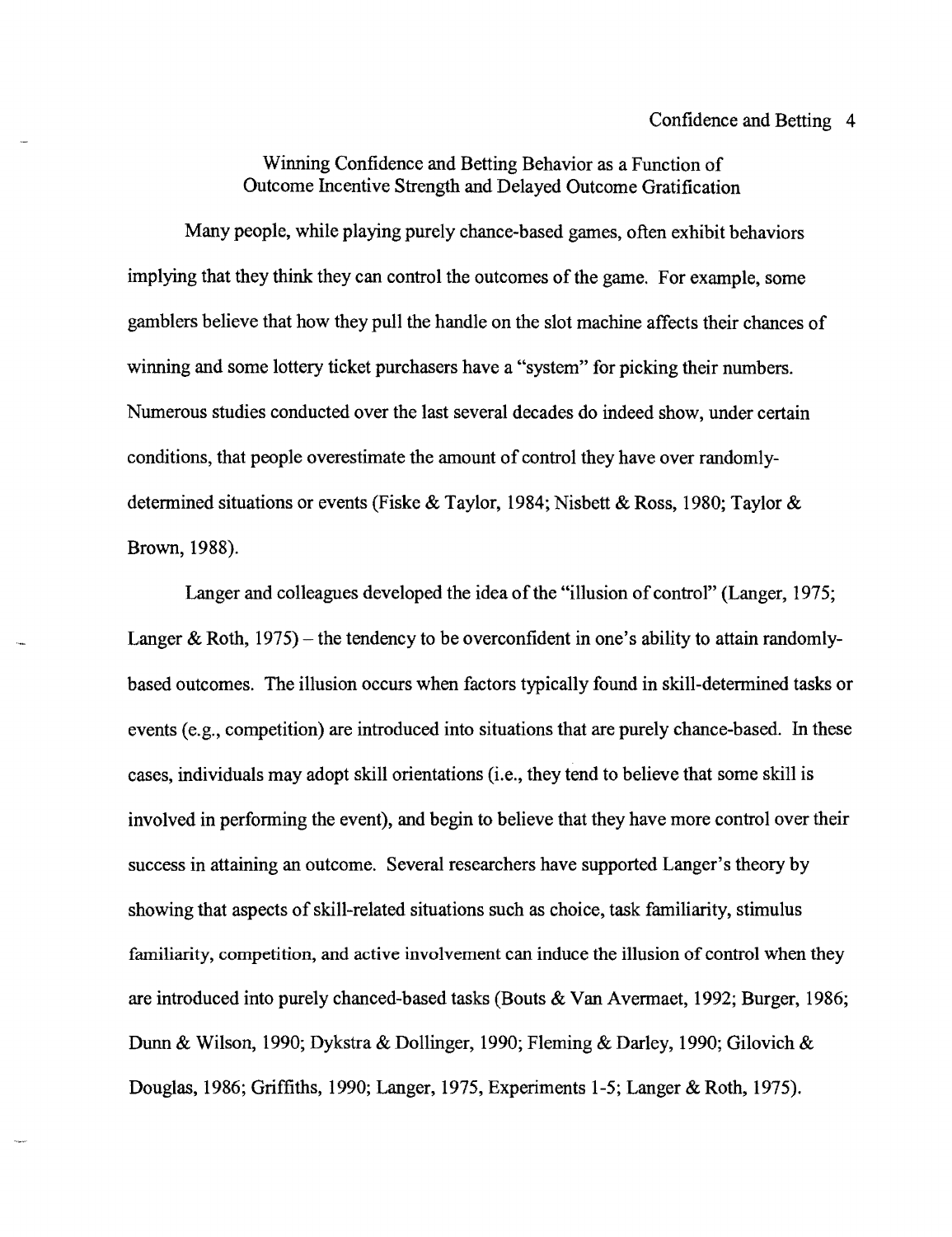# Winning Confidence and Betting Behavior as a Function of Outcome Incentive Strength and Delayed Outcome Gratification

Many people, while playing purely chance-based games, often exhibit behaviors implying that they think they can control the outcomes of the game. For example, some gamblers believe that how they pull the handle on the slot machine affects their chances of winning and some lottery ticket purchasers have a "system" for picking their numbers. Numerous studies conducted over the last several decades do indeed show, under certain conditions, that people overestimate the amount of control they have over randomly-determined situations or events (Fiske & Taylor, 1984; Nisbett & Ross, 1980; Taylor & Brown, 1988).

Langer and colleagues developed the idea of the "illusion of control" (Langer, 1975; Langer & Roth, 1975) – the tendency to be overconfident in one's ability to attain randomly-based outcomes. The illusion occurs when factors typically found in skill-determined tasks or events (e.g., competition) are introduced into situations that are purely chance-based. In these cases, individuals may adopt skill orientations (i.e., they tend to believe that some skill is involved in performing the event), and begin to believe that they have more control over their success in attaining an outcome. Several researchers have supported Langer's theory by showing that aspects of skill-related situations such as choice, task familiarity, stimulus familiarity, competition, and active involvement can induce the illusion of control when they are introduced into purely chanced-based tasks (Bouts & Van Avermaet, 1992; Burger, 1986; Dunn & Wilson, 1990; Dykstra & Dollinger, 1990; Fleming & Darley, 1990; Gilovich & Douglas, 1986; Griffiths, 1990; Langer, 1975, Experiments 1-5; Langer & Roth, 1975).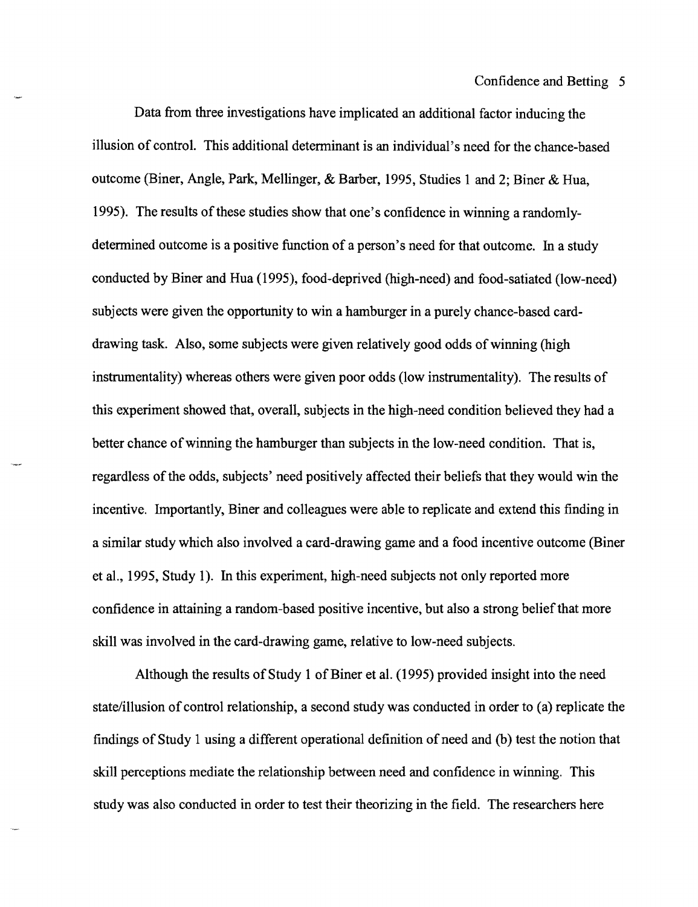Data from three investigations have implicated an additional factor inducing the illusion of control. This additional determinant is an individual's need for the chance-based outcome (Biner, Angle, Park, Mellinger, & Barber, 1995, Studies 1 and 2; Biner & Hua, 1995). The results of these studies show that one's confidence in winning a randomly-determined outcome is a positive function of a person's need for that outcome. In a study conducted by Biner and Hua (1995), food-deprived (high-need) and food-satiated (low-need) subjects were given the opportunity to win a hamburger in a purely chance-based card-drawing task. Also, some subjects were given relatively good odds of winning (high instrumentality) whereas others were given poor odds (low instrumentality). The results of this experiment showed that, overall, subjects in the high-need condition believed they had a better chance of winning the hamburger than subjects in the low-need condition. That is, regardless of the odds, subjects' need positively affected their beliefs that they would win the incentive. Importantly, Biner and colleagues were able to replicate and extend this finding in a similar study which also involved a card-drawing game and a food incentive outcome (Biner et al., 1995, Study 1). In this experiment, high-need subjects not only reported more confidence in attaining a random-based positive incentive, but also a strong belief that more skill was involved in the card-drawing game, relative to low-need subjects.

Although the results of Study 1 of Biner et al. (1995) provided insight into the need state/illusion of control relationship, a second study was conducted in order to (a) replicate the findings of Study 1 using a different operational definition of need and (b) test the notion that skill perceptions mediate the relationship between need and confidence in winning. This study was also conducted in order to test their theorizing in the field. The researchers here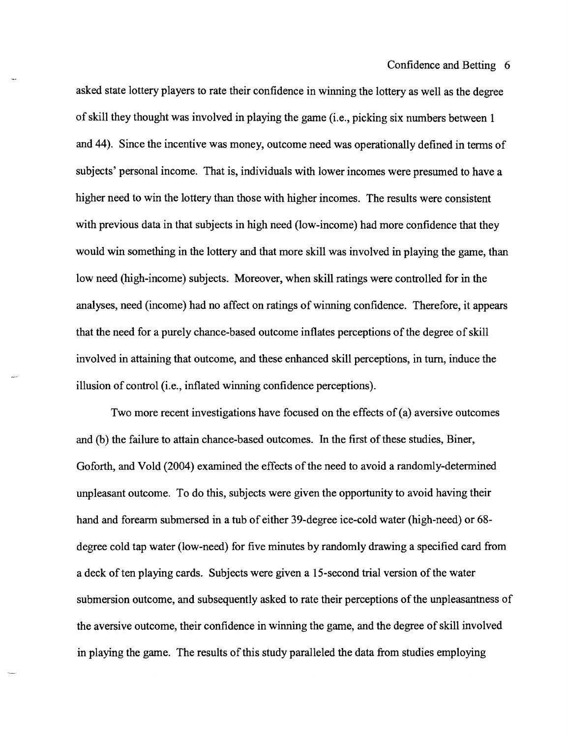asked state lottery players to rate their confidence in winning the lottery as well as the degree of skill they thought was involved in playing the game (i.e., picking six numbers between 1 and 44). Since the incentive was money, outcome need was operationally defined in terms of subjects' personal income. That is, individuals with lower incomes were presumed to have a higher need to win the lottery than those with higher incomes. The results were consistent with previous data in that subjects in high need (low-income) had more confidence that they would win something in the lottery and that more skill was involved in playing the game, than low need (high-income) subjects. Moreover, when skill ratings were controlled for in the analyses, need (income) had no affect on ratings of winning confidence. Therefore, it appears that the need for a purely chance-based outcome inflates perceptions of the degree of skill involved in attaining that outcome, and these enhanced skill perceptions, in turn, induce the illusion of control (i.e., inflated winning confidence perceptions).

Two more recent investigations have focused on the effects of (a) aversive outcomes and (b) the failure to attain chance-based outcomes. In the first of these studies, Biner, Goforth, and Vold (2004) examined the effects of the need to avoid a randomly-determined unpleasant outcome. To do this, subjects were given the opportunity to avoid having their hand and forearm submersed in a tub of either 39-degree ice-cold water (high-need) or 68-degree cold tap water (low-need) for five minutes by randomly drawing a specified card from a deck of ten playing cards. Subjects were given a 15-second trial version of the water submersion outcome, and subsequently asked to rate their perceptions of the unpleasantness of the aversive outcome, their confidence in winning the game, and the degree of skill involved in playing the game. The results of this study paralleled the data from studies employing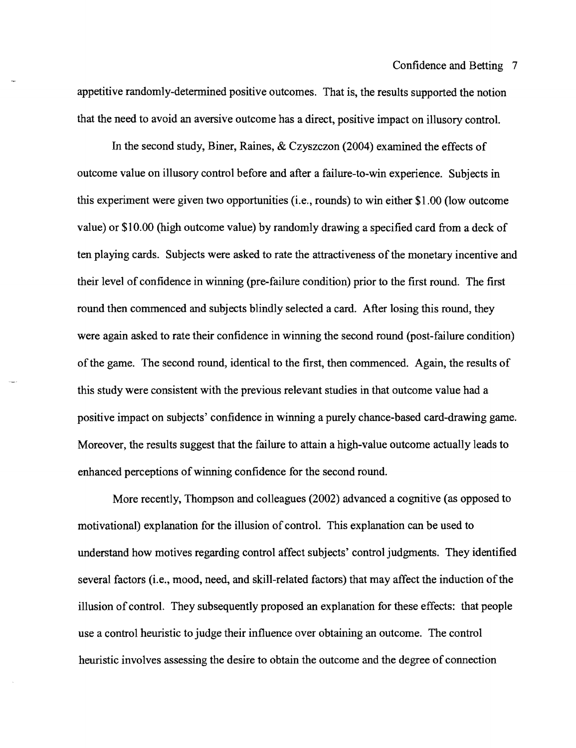appetitive randomly-determined positive outcomes. That is, the results supported the notion that the need to avoid an aversive outcome has a direct, positive impact on illusory control.

In the second study, Biner, Raines, & Czyszczon (2004) examined the effects of outcome value on illusory control before and after a failure-to-win experience. Subjects in this experiment were given two opportunities (i.e., rounds) to win either $1.00 (low outcome value) or $10.00 (high outcome value) by randomly drawing a specified card from a deck of ten playing cards. Subjects were asked to rate the attractiveness of the monetary incentive and their level of confidence in winning (pre-failure condition) prior to the first round. The first round then commenced and subjects blindly selected a card. After losing this round, they were again asked to rate their confidence in winning the second round (post-failure condition) of the game. The second round, identical to the first, then commenced. Again, the results of this study were consistent with the previous relevant studies in that outcome value had a positive impact on subjects' confidence in winning a purely chance-based card-drawing game. Moreover, the results suggest that the failure to attain a high-value outcome actually leads to enhanced perceptions of winning confidence for the second round.

More recently, Thompson and colleagues (2002) advanced a cognitive (as opposed to motivational) explanation for the illusion of control. This explanation can be used to understand how motives regarding control affect subjects' control judgments. They identified several factors (i.e., mood, need, and skill-related factors) that may affect the induction of the illusion of control. They subsequently proposed an explanation for these effects: that people use a control heuristic to judge their influence over obtaining an outcome. The control heuristic involves assessing the desire to obtain the outcome and the degree of connection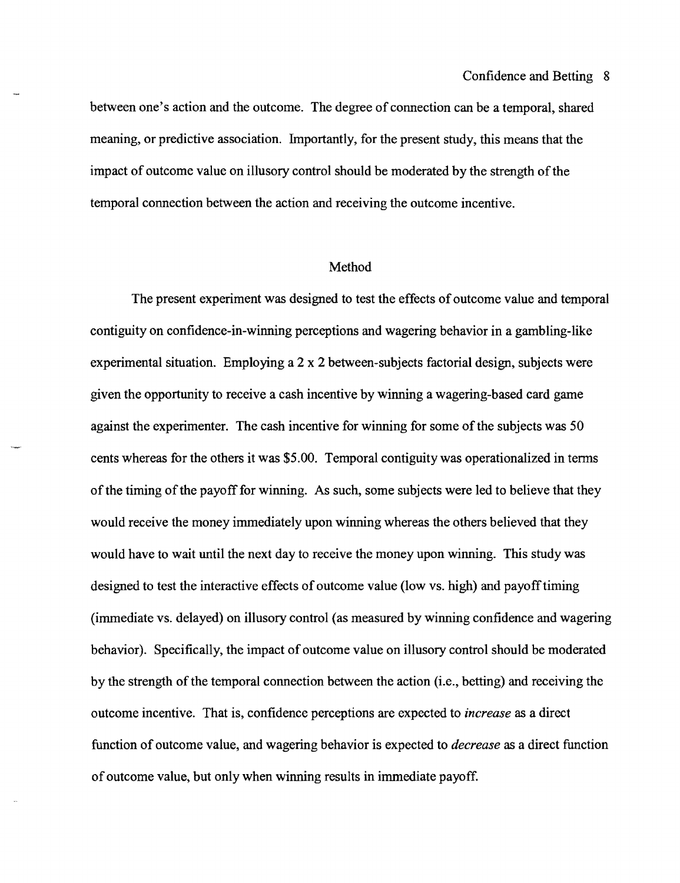between one's action and the outcome. The degree of connection can be a temporal, shared meaning, or predictive association. Importantly, for the present study, this means that the impact of outcome value on illusory control should be moderated by the strength of the temporal connection between the action and receiving the outcome incentive.

## Method

The present experiment was designed to test the effects of outcome value and temporal contiguity on confidence-in-winning perceptions and wagering behavior in a gambling-like experimental situation. Employing a 2 x 2 between-subjects factorial design, subjects were given the opportunity to receive a cash incentive by winning a wagering-based card game against the experimenter. The cash incentive for winning for some of the subjects was 50 cents whereas for the others it was $5.00. Temporal contiguity was operationalized in terms of the timing of the payoff for winning. As such, some subjects were led to believe that they would receive the money immediately upon winning whereas the others believed that they would have to wait until the next day to receive the money upon winning. This study was designed to test the interactive effects of outcome value (low vs. high) and payoff timing (immediate vs. delayed) on illusory control (as measured by winning confidence and wagering behavior). Specifically, the impact of outcome value on illusory control should be moderated by the strength of the temporal connection between the action (i.e., betting) and receiving the outcome incentive. That is, confidence perceptions are expected to *increase* as a direct function of outcome value, and wagering behavior is expected to *decrease* as a direct function of outcome value, but only when winning results in immediate payoff.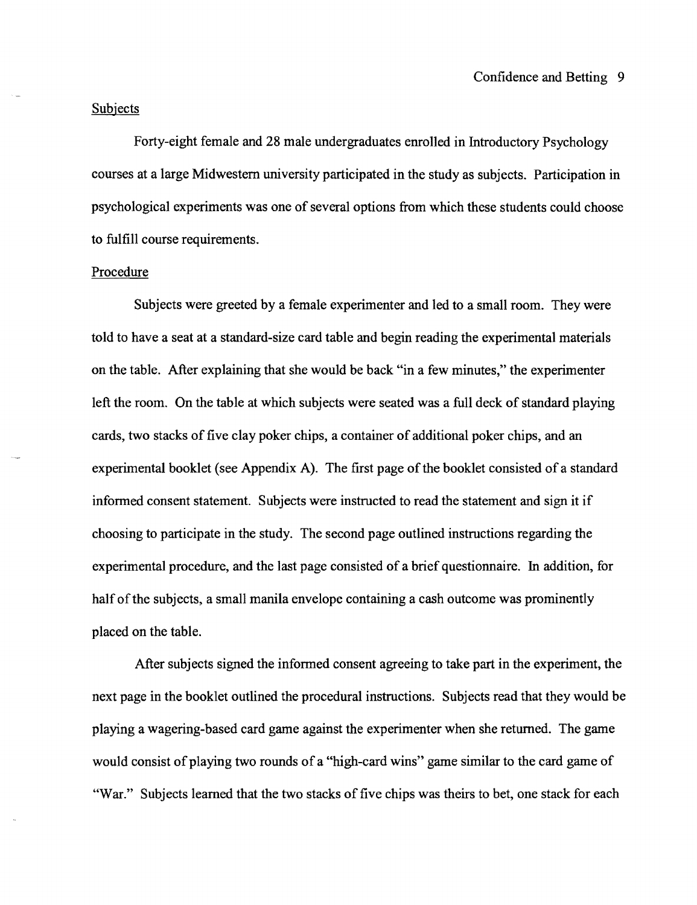Subjects

Forty-eight female and 28 male undergraduates enrolled in Introductory Psychology courses at a large Midwestern university participated in the study as subjects. Participation in psychological experiments was one of several options from which these students could choose to fulfill course requirements.

Procedure

Subjects were greeted by a female experimenter and led to a small room. They were told to have a seat at a standard-size card table and begin reading the experimental materials on the table. After explaining that she would be back "in a few minutes," the experimenter left the room. On the table at which subjects were seated was a full deck of standard playing cards, two stacks of five clay poker chips, a container of additional poker chips, and an experimental booklet (see Appendix A). The first page of the booklet consisted of a standard informed consent statement. Subjects were instructed to read the statement and sign it if choosing to participate in the study. The second page outlined instructions regarding the experimental procedure, and the last page consisted of a brief questionnaire. In addition, for half of the subjects, a small manila envelope containing a cash outcome was prominently placed on the table.

After subjects signed the informed consent agreeing to take part in the experiment, the next page in the booklet outlined the procedural instructions. Subjects read that they would be playing a wagering-based card game against the experimenter when she returned. The game would consist of playing two rounds of a "high-card wins" game similar to the card game of "War." Subjects learned that the two stacks of five chips was theirs to bet, one stack for each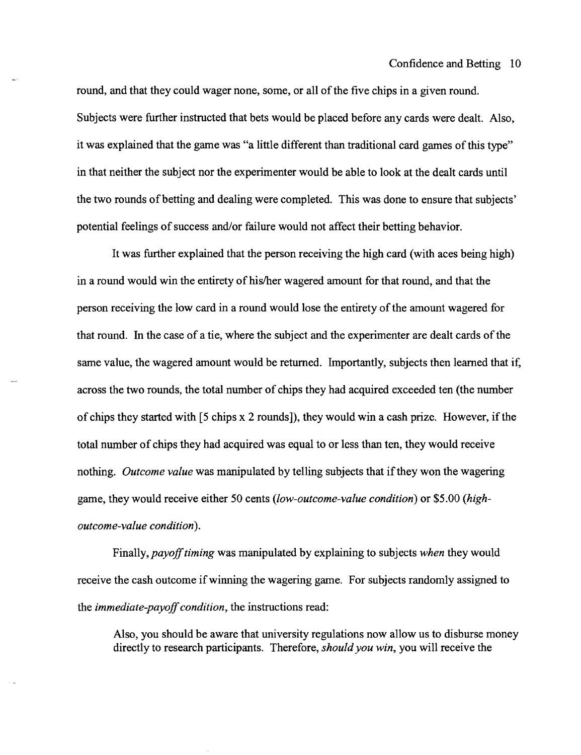round, and that they could wager none, some, or all of the five chips in a given round. Subjects were further instructed that bets would be placed before any cards were dealt. Also, it was explained that the game was "a little different than traditional card games of this type" in that neither the subject nor the experimenter would be able to look at the dealt cards until the two rounds of betting and dealing were completed. This was done to ensure that subjects' potential feelings of success and/or failure would not affect their betting behavior.

It was further explained that the person receiving the high card (with aces being high) in a round would win the entirety of his/her wagered amount for that round, and that the person receiving the low card in a round would lose the entirety of the amount wagered for that round. In the case of a tie, where the subject and the experimenter are dealt cards of the same value, the wagered amount would be returned. Importantly, subjects then learned that if, across the two rounds, the total number of chips they had acquired exceeded ten (the number of chips they started with [5 chips x 2 rounds]), they would win a cash prize. However, if the total number of chips they had acquired was equal to or less than ten, they would receive nothing. *Outcome value* was manipulated by telling subjects that if they won the wagering game, they would receive either 50 cents (*low-outcome-value condition*) or $5.00 (*high-outcome-value condition*).

Finally, *payoff timing* was manipulated by explaining to subjects *when* they would receive the cash outcome if winning the wagering game. For subjects randomly assigned to the *immediate-payoff condition*, the instructions read:

> Also, you should be aware that university regulations now allow us to disburse money directly to research participants. Therefore, *should you win*, you will receive the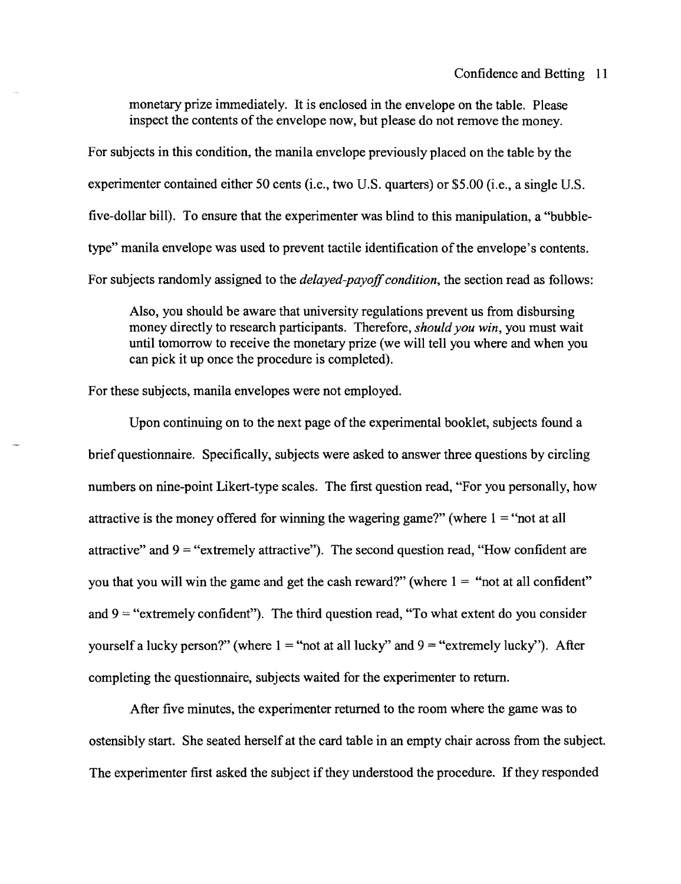> monetary prize immediately. It is enclosed in the envelope on the table. Please inspect the contents of the envelope now, but please do not remove the money.

For subjects in this condition, the manila envelope previously placed on the table by the experimenter contained either 50 cents (i.e., two U.S. quarters) or $5.00 (i.e., a single U.S. five-dollar bill). To ensure that the experimenter was blind to this manipulation, a "bubble-type" manila envelope was used to prevent tactile identification of the envelope's contents. For subjects randomly assigned to the *delayed-payoff condition*, the section read as follows:

> Also, you should be aware that university regulations prevent us from disbursing money directly to research participants. Therefore, *should you win*, you must wait until tomorrow to receive the monetary prize (we will tell you where and when you can pick it up once the procedure is completed).

For these subjects, manila envelopes were not employed.

Upon continuing on to the next page of the experimental booklet, subjects found a brief questionnaire. Specifically, subjects were asked to answer three questions by circling numbers on nine-point Likert-type scales. The first question read, "For you personally, how attractive is the money offered for winning the wagering game?" (where 1 = "not at all attractive" and 9 = "extremely attractive"). The second question read, "How confident are you that you will win the game and get the cash reward?" (where 1 = "not at all confident" and 9 = "extremely confident"). The third question read, "To what extent do you consider yourself a lucky person?" (where 1 = "not at all lucky" and 9 = "extremely lucky"). After completing the questionnaire, subjects waited for the experimenter to return.

After five minutes, the experimenter returned to the room where the game was to ostensibly start. She seated herself at the card table in an empty chair across from the subject. The experimenter first asked the subject if they understood the procedure. If they responded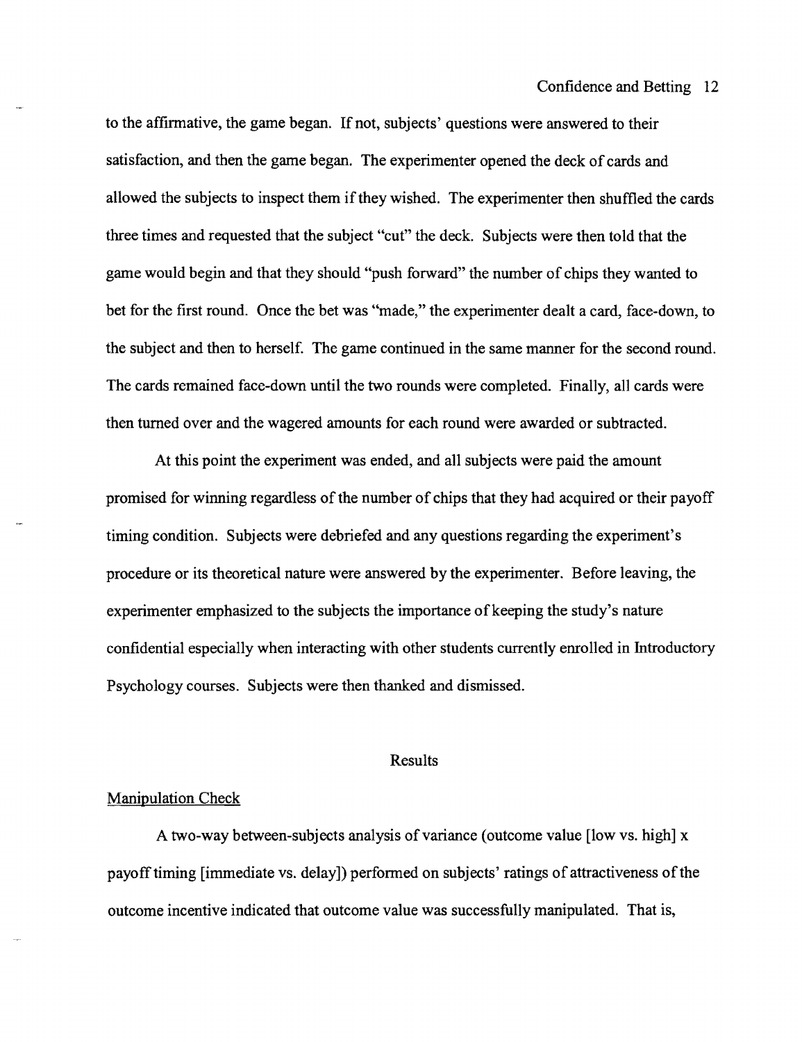to the affirmative, the game began. If not, subjects' questions were answered to their satisfaction, and then the game began. The experimenter opened the deck of cards and allowed the subjects to inspect them if they wished. The experimenter then shuffled the cards three times and requested that the subject "cut" the deck. Subjects were then told that the game would begin and that they should "push forward" the number of chips they wanted to bet for the first round. Once the bet was "made," the experimenter dealt a card, face-down, to the subject and then to herself. The game continued in the same manner for the second round. The cards remained face-down until the two rounds were completed. Finally, all cards were then turned over and the wagered amounts for each round were awarded or subtracted.

At this point the experiment was ended, and all subjects were paid the amount promised for winning regardless of the number of chips that they had acquired or their payoff timing condition. Subjects were debriefed and any questions regarding the experiment's procedure or its theoretical nature were answered by the experimenter. Before leaving, the experimenter emphasized to the subjects the importance of keeping the study's nature confidential especially when interacting with other students currently enrolled in Introductory Psychology courses. Subjects were then thanked and dismissed.

## Results

### Manipulation Check

A two-way between-subjects analysis of variance (outcome value [low vs. high] x payoff timing [immediate vs. delay]) performed on subjects' ratings of attractiveness of the outcome incentive indicated that outcome value was successfully manipulated. That is,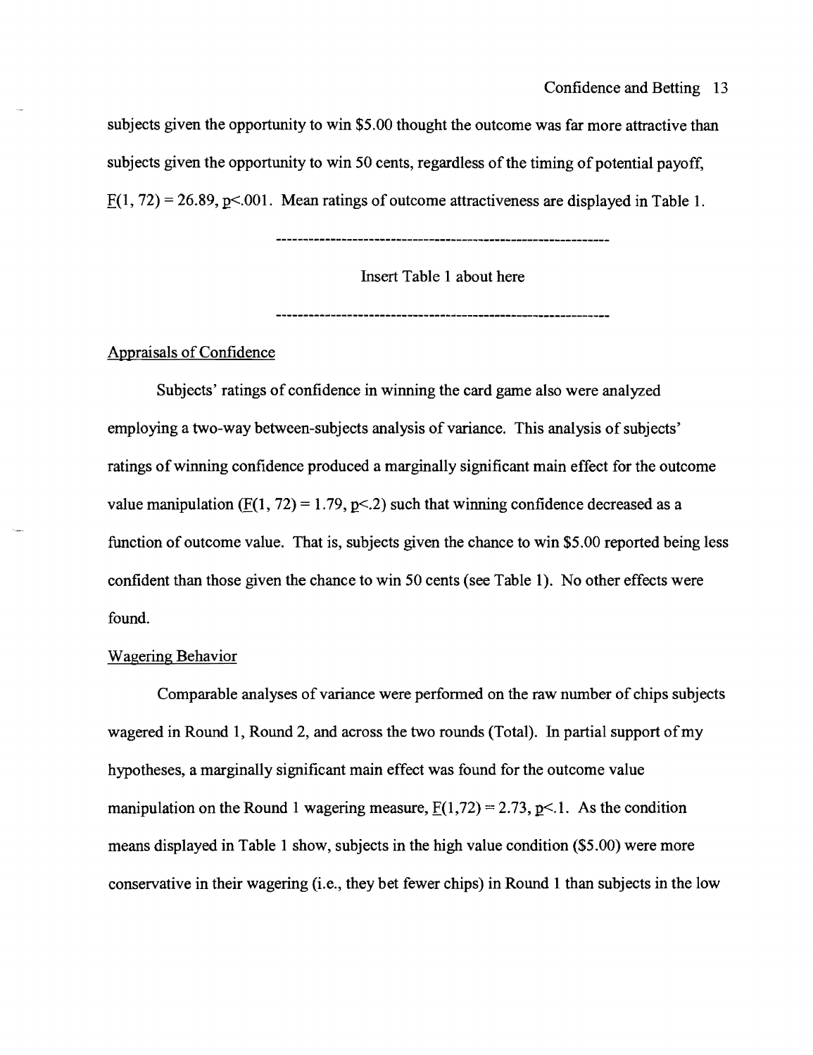subjects given the opportunity to win \$5.00 thought the outcome was far more attractive than subjects given the opportunity to win 50 cents, regardless of the timing of potential payoff, $F(1, 72) = 26.89$, $p<.001$. Mean ratings of outcome attractiveness are displayed in Table 1.

---

Insert Table 1 about here

---

## Appraisals of Confidence

Subjects' ratings of confidence in winning the card game also were analyzed employing a two-way between-subjects analysis of variance. This analysis of subjects' ratings of winning confidence produced a marginally significant main effect for the outcome value manipulation ($F(1, 72) = 1.79$, $p<.2$) such that winning confidence decreased as a function of outcome value. That is, subjects given the chance to win \$5.00 reported being less confident than those given the chance to win 50 cents (see Table 1). No other effects were found.

## Wagering Behavior

Comparable analyses of variance were performed on the raw number of chips subjects wagered in Round 1, Round 2, and across the two rounds (Total). In partial support of my hypotheses, a marginally significant main effect was found for the outcome value manipulation on the Round 1 wagering measure, $F(1,72) = 2.73$, $p<.1$. As the condition means displayed in Table 1 show, subjects in the high value condition (\$5.00) were more conservative in their wagering (i.e., they bet fewer chips) in Round 1 than subjects in the low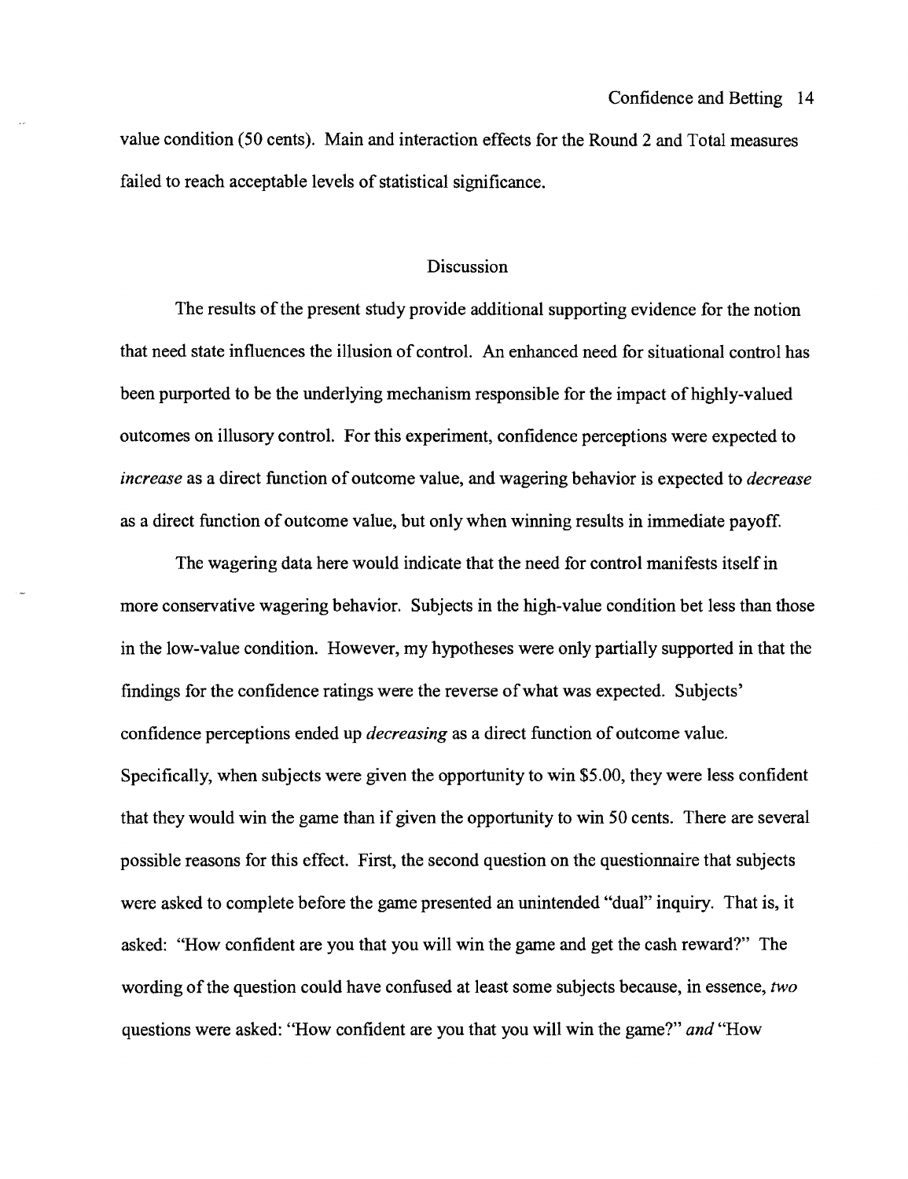value condition (50 cents). Main and interaction effects for the Round 2 and Total measures failed to reach acceptable levels of statistical significance.

## Discussion

The results of the present study provide additional supporting evidence for the notion that need state influences the illusion of control. An enhanced need for situational control has been purported to be the underlying mechanism responsible for the impact of highly-valued outcomes on illusory control. For this experiment, confidence perceptions were expected to *increase* as a direct function of outcome value, and wagering behavior is expected to *decrease* as a direct function of outcome value, but only when winning results in immediate payoff.

The wagering data here would indicate that the need for control manifests itself in more conservative wagering behavior. Subjects in the high-value condition bet less than those in the low-value condition. However, my hypotheses were only partially supported in that the findings for the confidence ratings were the reverse of what was expected. Subjects' confidence perceptions ended up *decreasing* as a direct function of outcome value. Specifically, when subjects were given the opportunity to win $5.00, they were less confident that they would win the game than if given the opportunity to win 50 cents. There are several possible reasons for this effect. First, the second question on the questionnaire that subjects were asked to complete before the game presented an unintended "dual" inquiry. That is, it asked: "How confident are you that you will win the game and get the cash reward?" The wording of the question could have confused at least some subjects because, in essence, *two* questions were asked: "How confident are you that you will win the game?" *and* "How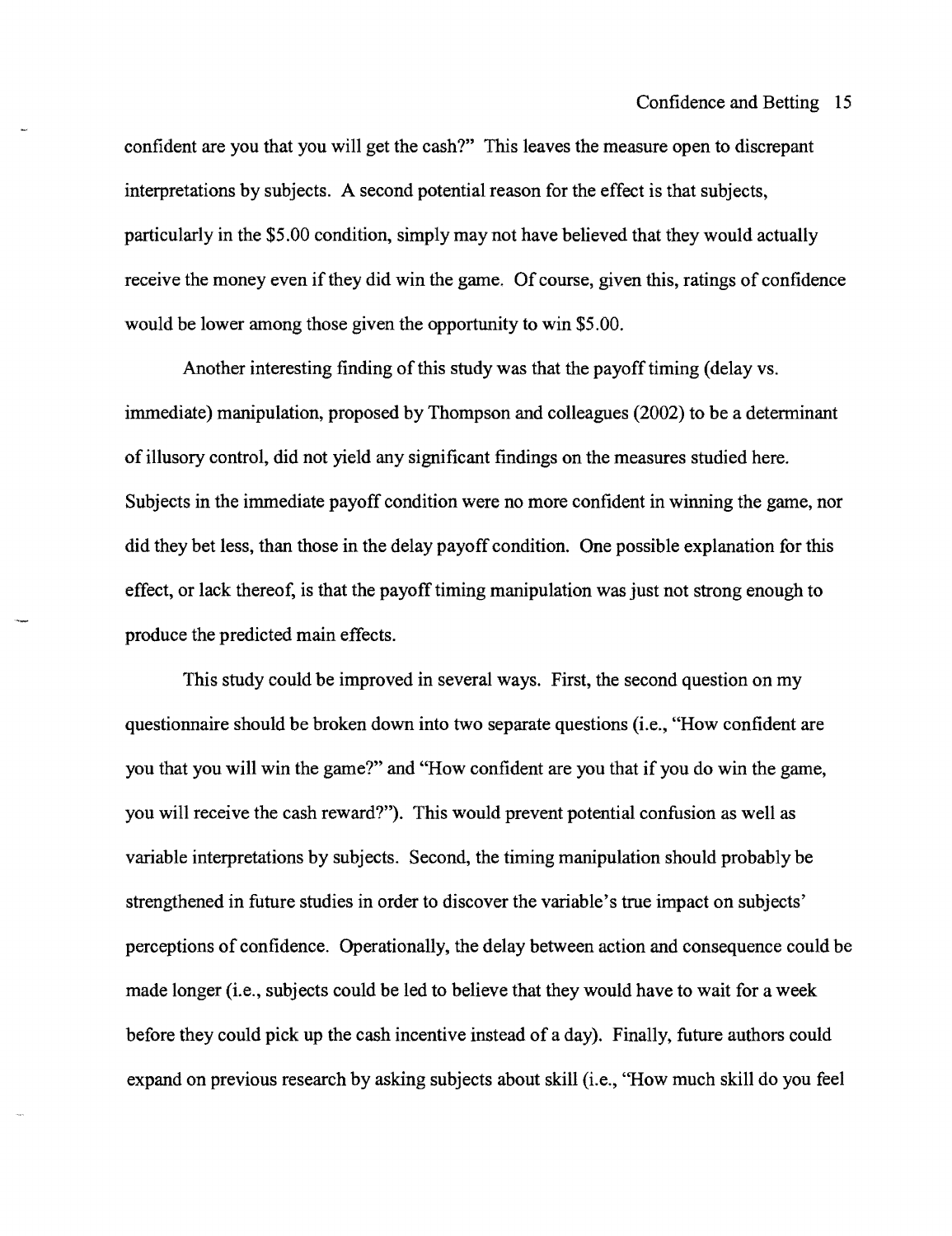confident are you that you will get the cash?" This leaves the measure open to discrepant interpretations by subjects. A second potential reason for the effect is that subjects, particularly in the $5.00 condition, simply may not have believed that they would actually receive the money even if they did win the game. Of course, given this, ratings of confidence would be lower among those given the opportunity to win $5.00.

Another interesting finding of this study was that the payoff timing (delay vs. immediate) manipulation, proposed by Thompson and colleagues (2002) to be a determinant of illusory control, did not yield any significant findings on the measures studied here. Subjects in the immediate payoff condition were no more confident in winning the game, nor did they bet less, than those in the delay payoff condition. One possible explanation for this effect, or lack thereof, is that the payoff timing manipulation was just not strong enough to produce the predicted main effects.

This study could be improved in several ways. First, the second question on my questionnaire should be broken down into two separate questions (i.e., "How confident are you that you will win the game?" and "How confident are you that if you do win the game, you will receive the cash reward?"). This would prevent potential confusion as well as variable interpretations by subjects. Second, the timing manipulation should probably be strengthened in future studies in order to discover the variable's true impact on subjects' perceptions of confidence. Operationally, the delay between action and consequence could be made longer (i.e., subjects could be led to believe that they would have to wait for a week before they could pick up the cash incentive instead of a day). Finally, future authors could expand on previous research by asking subjects about skill (i.e., "How much skill do you feel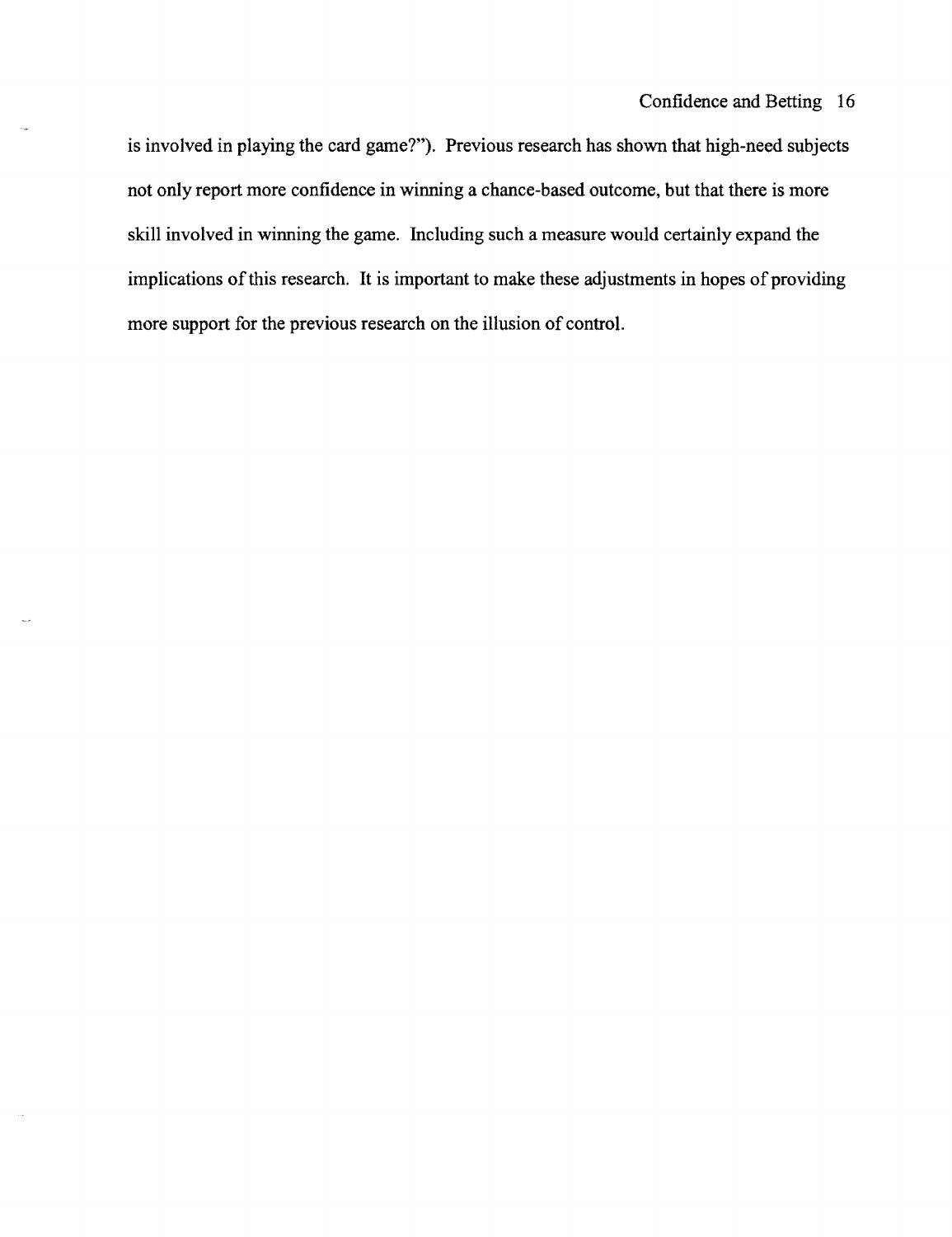is involved in playing the card game?"). Previous research has shown that high-need subjects not only report more confidence in winning a chance-based outcome, but that there is more skill involved in winning the game. Including such a measure would certainly expand the implications of this research. It is important to make these adjustments in hopes of providing more support for the previous research on the illusion of control.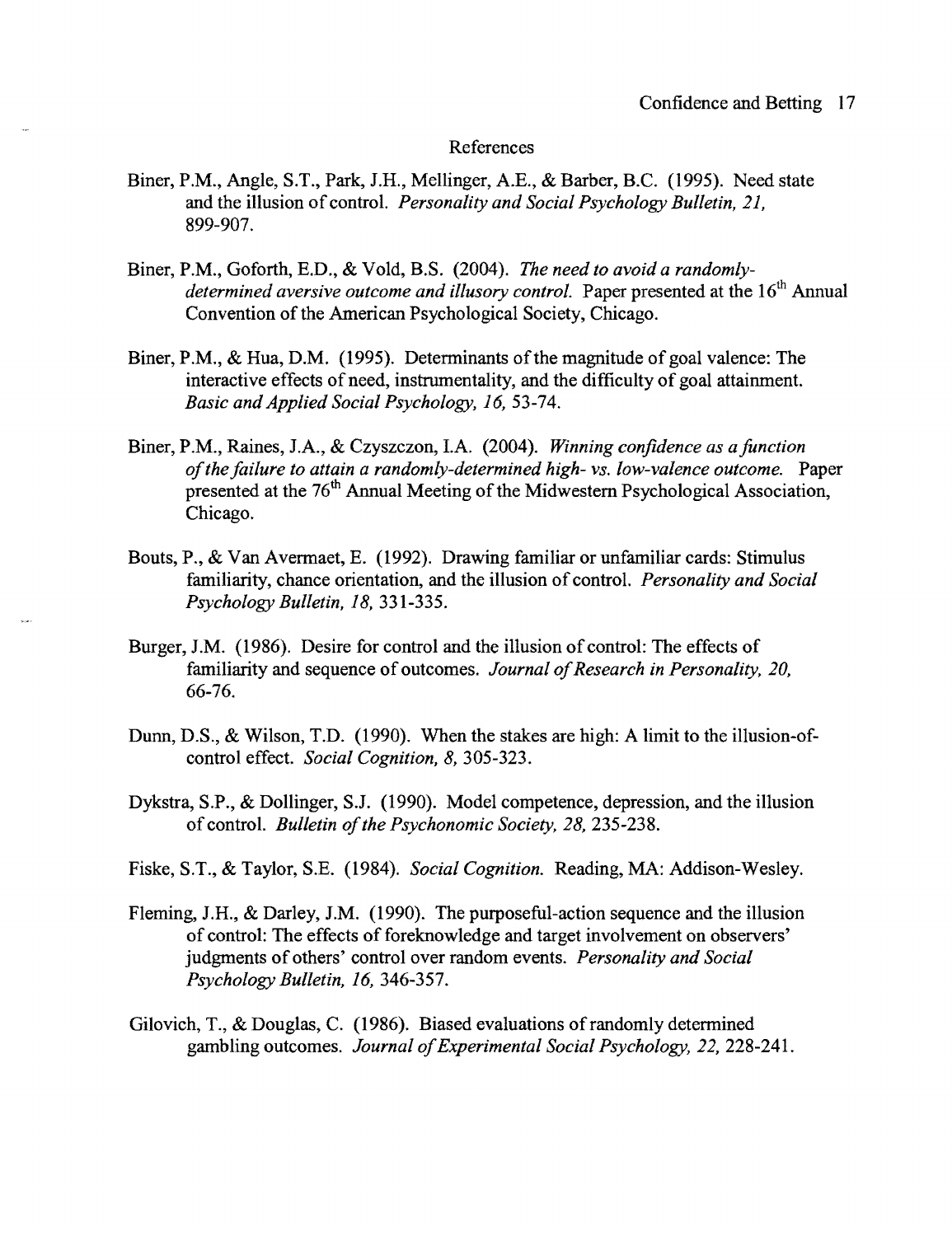# References

Biner, P.M., Angle, S.T., Park, J.H., Mellinger, A.E., & Barber, B.C. (1995). Need state and the illusion of control. *Personality and Social Psychology Bulletin, 21,* 899-907.

Biner, P.M., Goforth, E.D., & Vold, B.S. (2004). *The need to avoid a randomly-determined aversive outcome and illusory control.* Paper presented at the 16th Annual Convention of the American Psychological Society, Chicago.

Biner, P.M., & Hua, D.M. (1995). Determinants of the magnitude of goal valence: The interactive effects of need, instrumentality, and the difficulty of goal attainment. *Basic and Applied Social Psychology, 16,* 53-74.

Biner, P.M., Raines, J.A., & Czyszczon, I.A. (2004). *Winning confidence as a function of the failure to attain a randomly-determined high- vs. low-valence outcome.* Paper presented at the 76th Annual Meeting of the Midwestern Psychological Association, Chicago.

Bouts, P., & Van Avermaet, E. (1992). Drawing familiar or unfamiliar cards: Stimulus familiarity, chance orientation, and the illusion of control. *Personality and Social Psychology Bulletin, 18,* 331-335.

Burger, J.M. (1986). Desire for control and the illusion of control: The effects of familiarity and sequence of outcomes. *Journal of Research in Personality, 20,* 66-76.

Dunn, D.S., & Wilson, T.D. (1990). When the stakes are high: A limit to the illusion-of-control effect. *Social Cognition, 8,* 305-323.

Dykstra, S.P., & Dollinger, S.J. (1990). Model competence, depression, and the illusion of control. *Bulletin of the Psychonomic Society, 28,* 235-238.

Fiske, S.T., & Taylor, S.E. (1984). *Social Cognition.* Reading, MA: Addison-Wesley.

Fleming, J.H., & Darley, J.M. (1990). The purposeful-action sequence and the illusion of control: The effects of foreknowledge and target involvement on observers' judgments of others' control over random events. *Personality and Social Psychology Bulletin, 16,* 346-357.

Gilovich, T., & Douglas, C. (1986). Biased evaluations of randomly determined gambling outcomes. *Journal of Experimental Social Psychology, 22,* 228-241.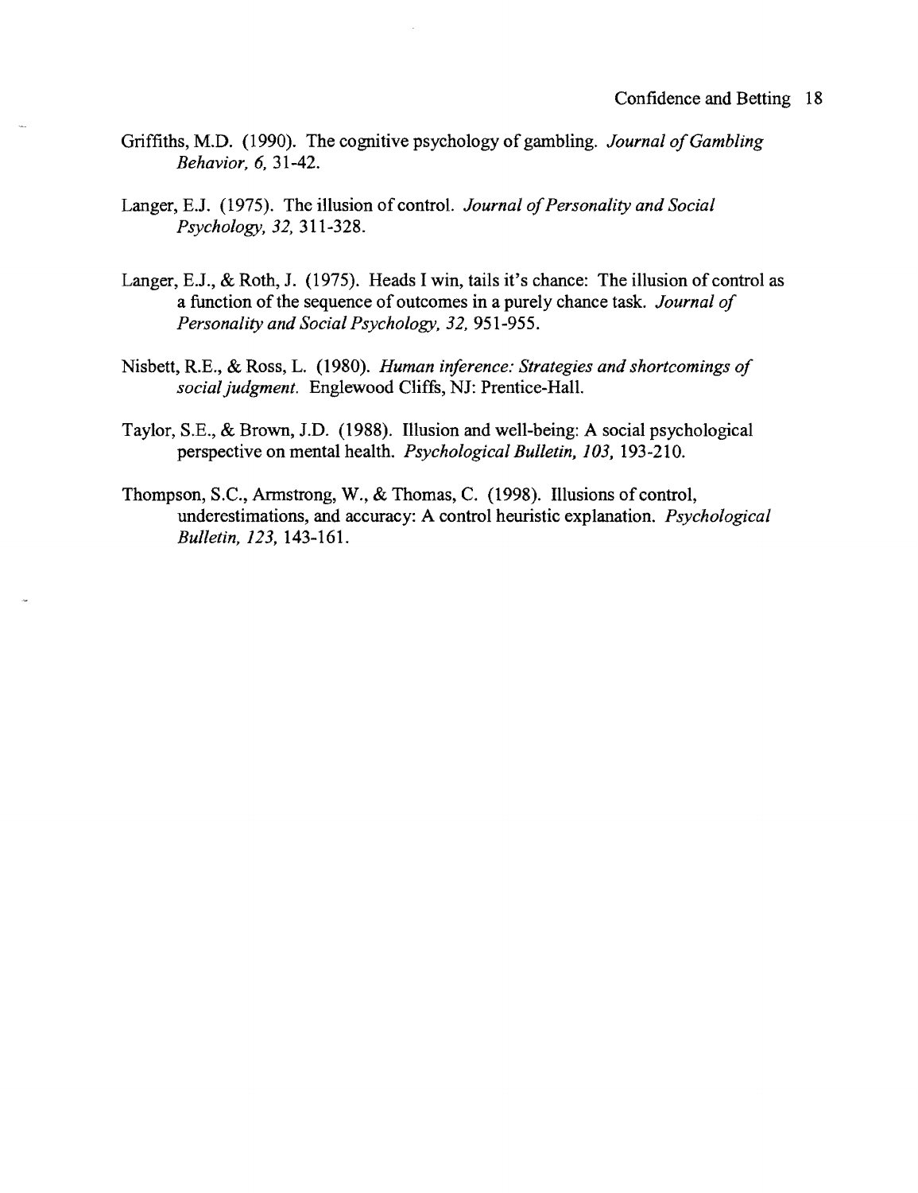Griffiths, M.D. (1990). The cognitive psychology of gambling. *Journal of Gambling Behavior, 6,* 31-42.

Langer, E.J. (1975). The illusion of control. *Journal of Personality and Social Psychology, 32,* 311-328.

Langer, E.J., & Roth, J. (1975). Heads I win, tails it's chance: The illusion of control as a function of the sequence of outcomes in a purely chance task. *Journal of Personality and Social Psychology, 32,* 951-955.

Nisbett, R.E., & Ross, L. (1980). *Human inference: Strategies and shortcomings of social judgment.* Englewood Cliffs, NJ: Prentice-Hall.

Taylor, S.E., & Brown, J.D. (1988). Illusion and well-being: A social psychological perspective on mental health. *Psychological Bulletin, 103,* 193-210.

Thompson, S.C., Armstrong, W., & Thomas, C. (1998). Illusions of control, underestimations, and accuracy: A control heuristic explanation. *Psychological Bulletin, 123,* 143-161.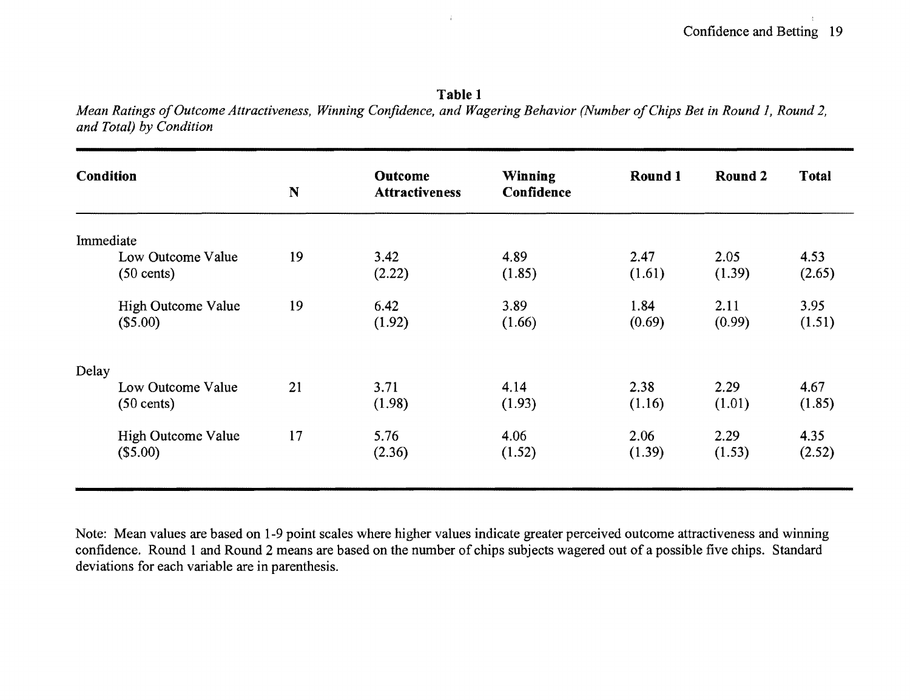**Table 1**

*Mean Ratings of Outcome Attractiveness, Winning Confidence, and Wagering Behavior (Number of Chips Bet in Round 1, Round 2, and Total) by Condition*

| Condition | N | Outcome Attractiveness | Winning Confidence | Round 1 | Round 2 | Total |
|---|---|---|---|---|---|---|
| Immediate | | | | | | |
| Low Outcome Value (50 cents) | 19 | 3.42 (2.22) | 4.89 (1.85) | 2.47 (1.61) | 2.05 (1.39) | 4.53 (2.65) |
| High Outcome Value ($5.00) | 19 | 6.42 (1.92) | 3.89 (1.66) | 1.84 (0.69) | 2.11 (0.99) | 3.95 (1.51) |
| Delay | | | | | | |
| Low Outcome Value (50 cents) | 21 | 3.71 (1.98) | 4.14 (1.93) | 2.38 (1.16) | 2.29 (1.01) | 4.67 (1.85) |
| High Outcome Value ($5.00) | 17 | 5.76 (2.36) | 4.06 (1.52) | 2.06 (1.39) | 2.29 (1.53) | 4.35 (2.52) |

Note: Mean values are based on 1-9 point scales where higher values indicate greater perceived outcome attractiveness and winning confidence. Round 1 and Round 2 means are based on the number of chips subjects wagered out of a possible five chips. Standard deviations for each variable are in parenthesis.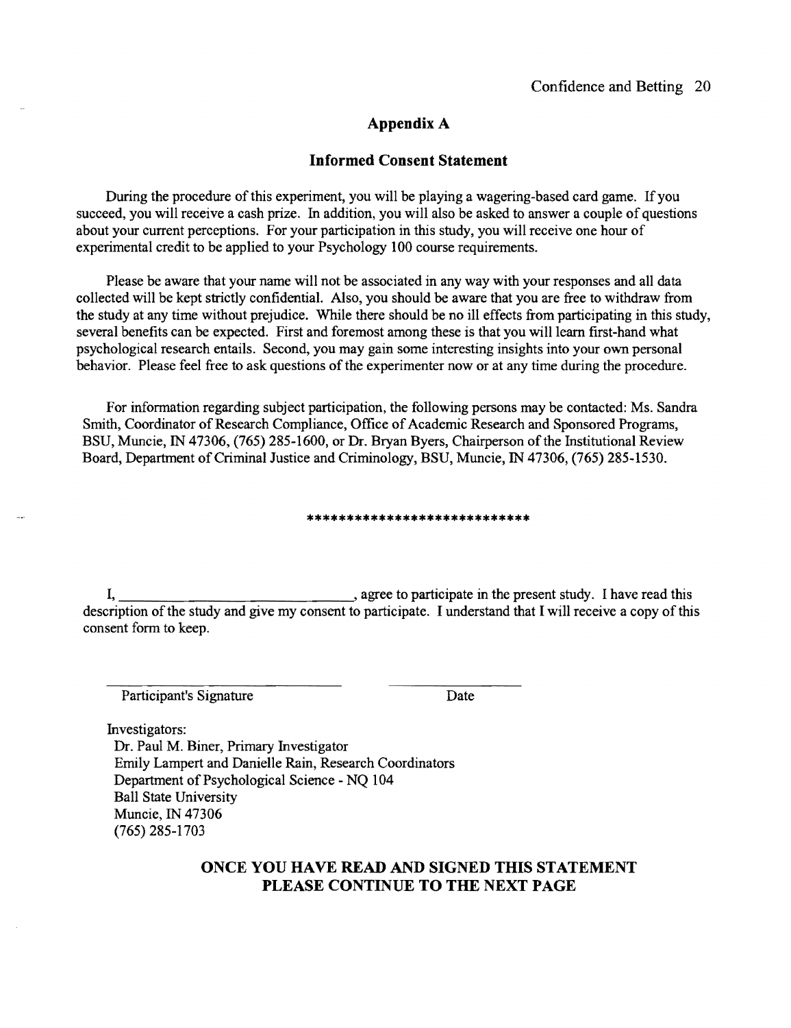## Appendix A

## Informed Consent Statement

During the procedure of this experiment, you will be playing a wagering-based card game. If you succeed, you will receive a cash prize. In addition, you will also be asked to answer a couple of questions about your current perceptions. For your participation in this study, you will receive one hour of experimental credit to be applied to your Psychology 100 course requirements.

Please be aware that your name will not be associated in any way with your responses and all data collected will be kept strictly confidential. Also, you should be aware that you are free to withdraw from the study at any time without prejudice. While there should be no ill effects from participating in this study, several benefits can be expected. First and foremost among these is that you will learn first-hand what psychological research entails. Second, you may gain some interesting insights into your own personal behavior. Please feel free to ask questions of the experimenter now or at any time during the procedure.

For information regarding subject participation, the following persons may be contacted: Ms. Sandra Smith, Coordinator of Research Compliance, Office of Academic Research and Sponsored Programs, BSU, Muncie, IN 47306, (765) 285-1600, or Dr. Bryan Byers, Chairperson of the Institutional Review Board, Department of Criminal Justice and Criminology, BSU, Muncie, IN 47306, (765) 285-1530.

****************************

I, ________________________________, agree to participate in the present study. I have read this description of the study and give my consent to participate. I understand that I will receive a copy of this consent form to keep.

________________________________ ________________

Participant's Signature Date

Investigators:
Dr. Paul M. Biner, Primary Investigator
Emily Lampert and Danielle Rain, Research Coordinators
Department of Psychological Science - NQ 104
Ball State University
Muncie, IN 47306
(765) 285-1703

**ONCE YOU HAVE READ AND SIGNED THIS STATEMENT PLEASE CONTINUE TO THE NEXT PAGE**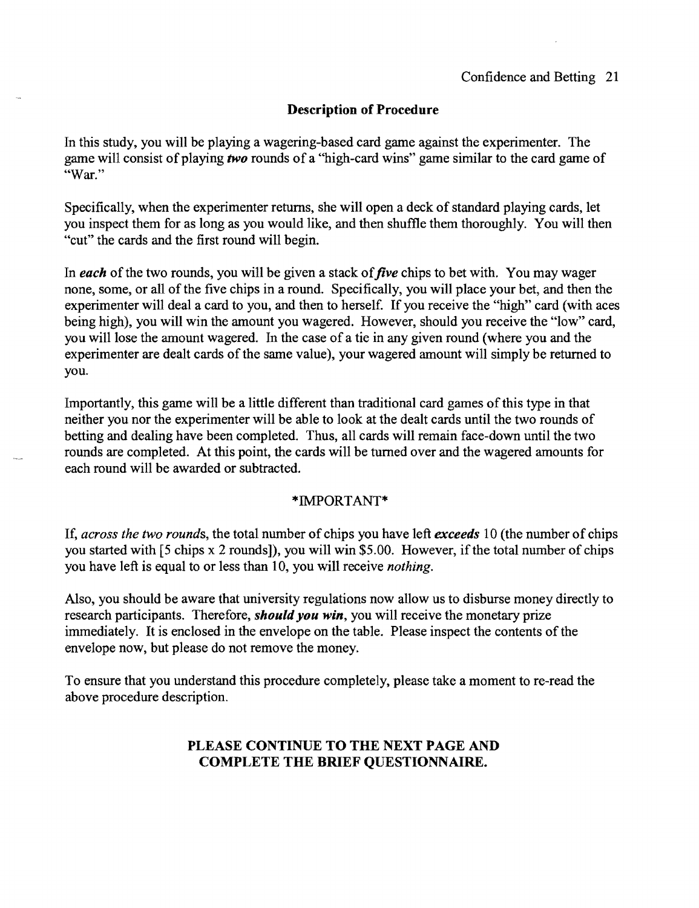## Description of Procedure

In this study, you will be playing a wagering-based card game against the experimenter. The game will consist of playing ***two*** rounds of a "high-card wins" game similar to the card game of "War."

Specifically, when the experimenter returns, she will open a deck of standard playing cards, let you inspect them for as long as you would like, and then shuffle them thoroughly. You will then "cut" the cards and the first round will begin.

In ***each*** of the two rounds, you will be given a stack of ***five*** chips to bet with. You may wager none, some, or all of the five chips in a round. Specifically, you will place your bet, and then the experimenter will deal a card to you, and then to herself. If you receive the "high" card (with aces being high), you will win the amount you wagered. However, should you receive the "low" card, you will lose the amount wagered. In the case of a tie in any given round (where you and the experimenter are dealt cards of the same value), your wagered amount will simply be returned to you.

Importantly, this game will be a little different than traditional card games of this type in that neither you nor the experimenter will be able to look at the dealt cards until the two rounds of betting and dealing have been completed. Thus, all cards will remain face-down until the two rounds are completed. At this point, the cards will be turned over and the wagered amounts for each round will be awarded or subtracted.

*IMPORTANT*

If, *across the two rounds*, the total number of chips you have left ***exceeds*** 10 (the number of chips you started with [5 chips x 2 rounds]), you will win $5.00. However, if the total number of chips you have left is equal to or less than 10, you will receive *nothing*.

Also, you should be aware that university regulations now allow us to disburse money directly to research participants. Therefore, ***should you win***, you will receive the monetary prize immediately. It is enclosed in the envelope on the table. Please inspect the contents of the envelope now, but please do not remove the money.

To ensure that you understand this procedure completely, please take a moment to re-read the above procedure description.

**PLEASE CONTINUE TO THE NEXT PAGE AND COMPLETE THE BRIEF QUESTIONNAIRE.**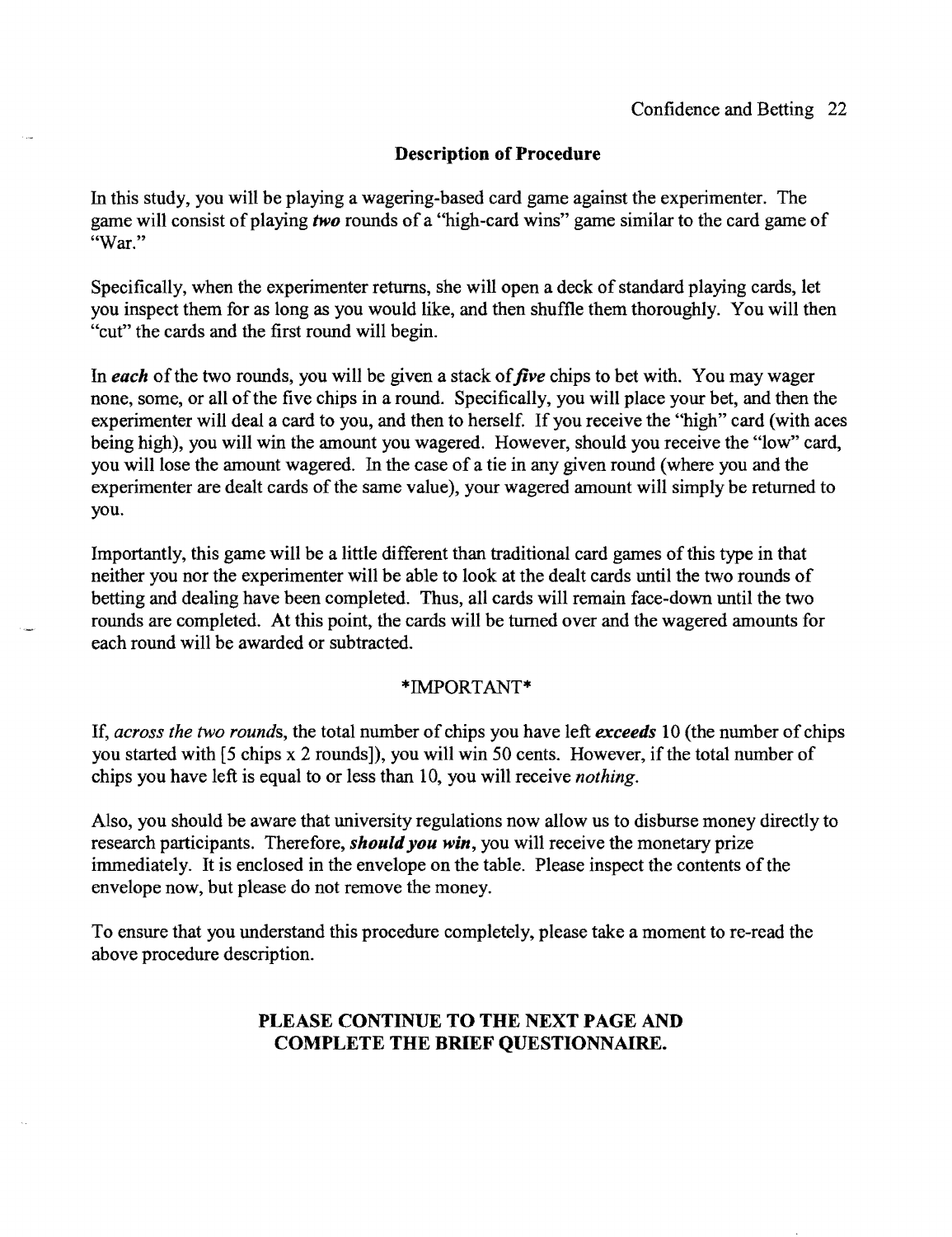## Description of Procedure

In this study, you will be playing a wagering-based card game against the experimenter. The game will consist of playing ***two*** rounds of a "high-card wins" game similar to the card game of "War."

Specifically, when the experimenter returns, she will open a deck of standard playing cards, let you inspect them for as long as you would like, and then shuffle them thoroughly. You will then "cut" the cards and the first round will begin.

In ***each*** of the two rounds, you will be given a stack of ***five*** chips to bet with. You may wager none, some, or all of the five chips in a round. Specifically, you will place your bet, and then the experimenter will deal a card to you, and then to herself. If you receive the "high" card (with aces being high), you will win the amount you wagered. However, should you receive the "low" card, you will lose the amount wagered. In the case of a tie in any given round (where you and the experimenter are dealt cards of the same value), your wagered amount will simply be returned to you.

Importantly, this game will be a little different than traditional card games of this type in that neither you nor the experimenter will be able to look at the dealt cards until the two rounds of betting and dealing have been completed. Thus, all cards will remain face-down until the two rounds are completed. At this point, the cards will be turned over and the wagered amounts for each round will be awarded or subtracted.

*IMPORTANT*

If, *across the two rounds*, the total number of chips you have left ***exceeds*** 10 (the number of chips you started with [5 chips x 2 rounds]), you will win 50 cents. However, if the total number of chips you have left is equal to or less than 10, you will receive *nothing*.

Also, you should be aware that university regulations now allow us to disburse money directly to research participants. Therefore, ***should you win***, you will receive the monetary prize immediately. It is enclosed in the envelope on the table. Please inspect the contents of the envelope now, but please do not remove the money.

To ensure that you understand this procedure completely, please take a moment to re-read the above procedure description.

**PLEASE CONTINUE TO THE NEXT PAGE AND COMPLETE THE BRIEF QUESTIONNAIRE.**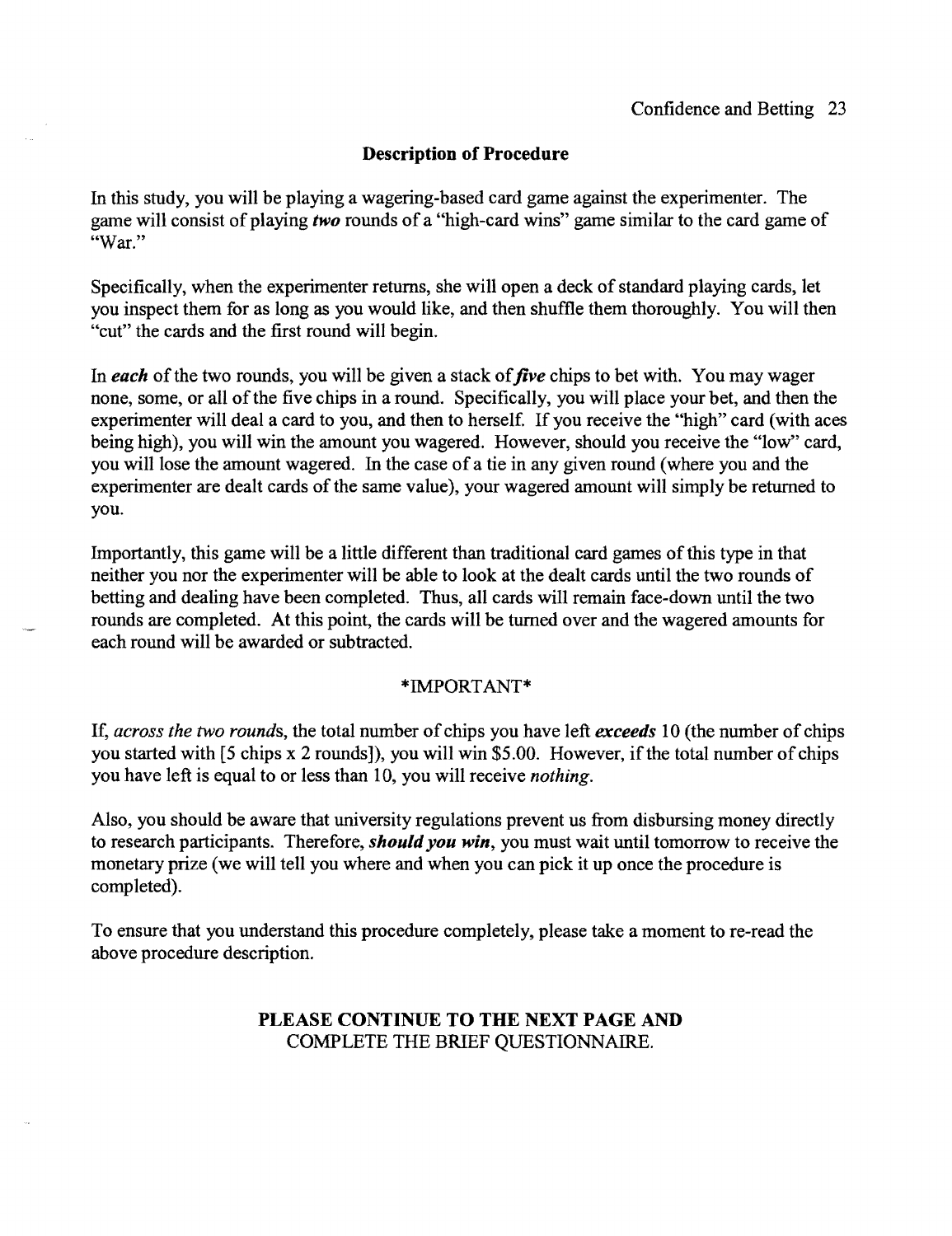## Description of Procedure

In this study, you will be playing a wagering-based card game against the experimenter. The game will consist of playing ***two*** rounds of a "high-card wins" game similar to the card game of "War."

Specifically, when the experimenter returns, she will open a deck of standard playing cards, let you inspect them for as long as you would like, and then shuffle them thoroughly. You will then "cut" the cards and the first round will begin.

In ***each*** of the two rounds, you will be given a stack of ***five*** chips to bet with. You may wager none, some, or all of the five chips in a round. Specifically, you will place your bet, and then the experimenter will deal a card to you, and then to herself. If you receive the "high" card (with aces being high), you will win the amount you wagered. However, should you receive the "low" card, you will lose the amount wagered. In the case of a tie in any given round (where you and the experimenter are dealt cards of the same value), your wagered amount will simply be returned to you.

Importantly, this game will be a little different than traditional card games of this type in that neither you nor the experimenter will be able to look at the dealt cards until the two rounds of betting and dealing have been completed. Thus, all cards will remain face-down until the two rounds are completed. At this point, the cards will be turned over and the wagered amounts for each round will be awarded or subtracted.

\*IMPORTANT\*

If, *across the two rounds*, the total number of chips you have left ***exceeds*** 10 (the number of chips you started with [5 chips x 2 rounds]), you will win $5.00. However, if the total number of chips you have left is equal to or less than 10, you will receive *nothing*.

Also, you should be aware that university regulations prevent us from disbursing money directly to research participants. Therefore, ***should you win***, you must wait until tomorrow to receive the monetary prize (we will tell you where and when you can pick it up once the procedure is completed).

To ensure that you understand this procedure completely, please take a moment to re-read the above procedure description.

**PLEASE CONTINUE TO THE NEXT PAGE AND**
COMPLETE THE BRIEF QUESTIONNAIRE.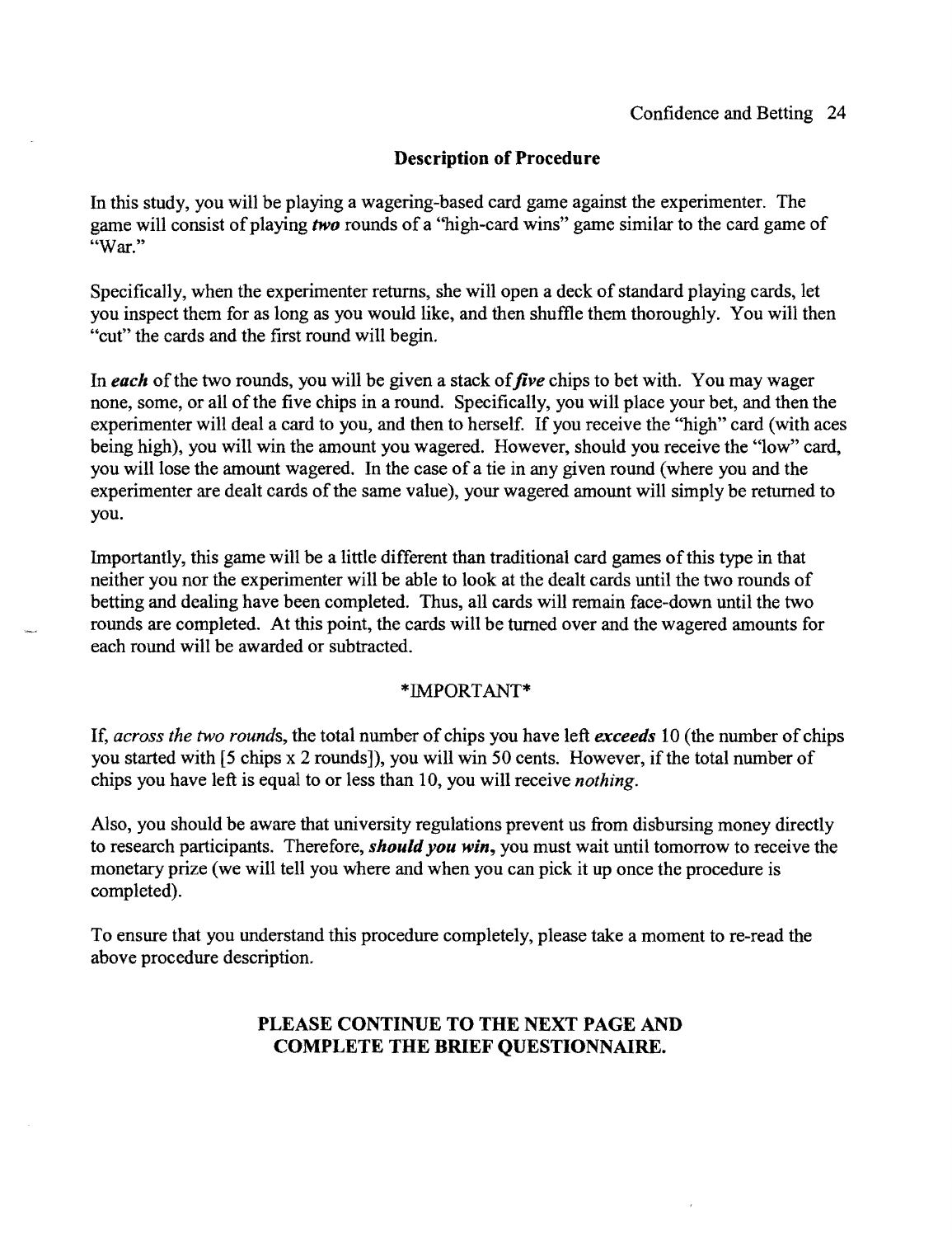## Description of Procedure

In this study, you will be playing a wagering-based card game against the experimenter. The game will consist of playing ***two*** rounds of a "high-card wins" game similar to the card game of "War."

Specifically, when the experimenter returns, she will open a deck of standard playing cards, let you inspect them for as long as you would like, and then shuffle them thoroughly. You will then "cut" the cards and the first round will begin.

In ***each*** of the two rounds, you will be given a stack of ***five*** chips to bet with. You may wager none, some, or all of the five chips in a round. Specifically, you will place your bet, and then the experimenter will deal a card to you, and then to herself. If you receive the "high" card (with aces being high), you will win the amount you wagered. However, should you receive the "low" card, you will lose the amount wagered. In the case of a tie in any given round (where you and the experimenter are dealt cards of the same value), your wagered amount will simply be returned to you.

Importantly, this game will be a little different than traditional card games of this type in that neither you nor the experimenter will be able to look at the dealt cards until the two rounds of betting and dealing have been completed. Thus, all cards will remain face-down until the two rounds are completed. At this point, the cards will be turned over and the wagered amounts for each round will be awarded or subtracted.

*IMPORTANT*

If, *across the two rounds*, the total number of chips you have left ***exceeds*** 10 (the number of chips you started with [5 chips x 2 rounds]), you will win 50 cents. However, if the total number of chips you have left is equal to or less than 10, you will receive *nothing*.

Also, you should be aware that university regulations prevent us from disbursing money directly to research participants. Therefore, ***should you win***, you must wait until tomorrow to receive the monetary prize (we will tell you where and when you can pick it up once the procedure is completed).

To ensure that you understand this procedure completely, please take a moment to re-read the above procedure description.

**PLEASE CONTINUE TO THE NEXT PAGE AND COMPLETE THE BRIEF QUESTIONNAIRE.**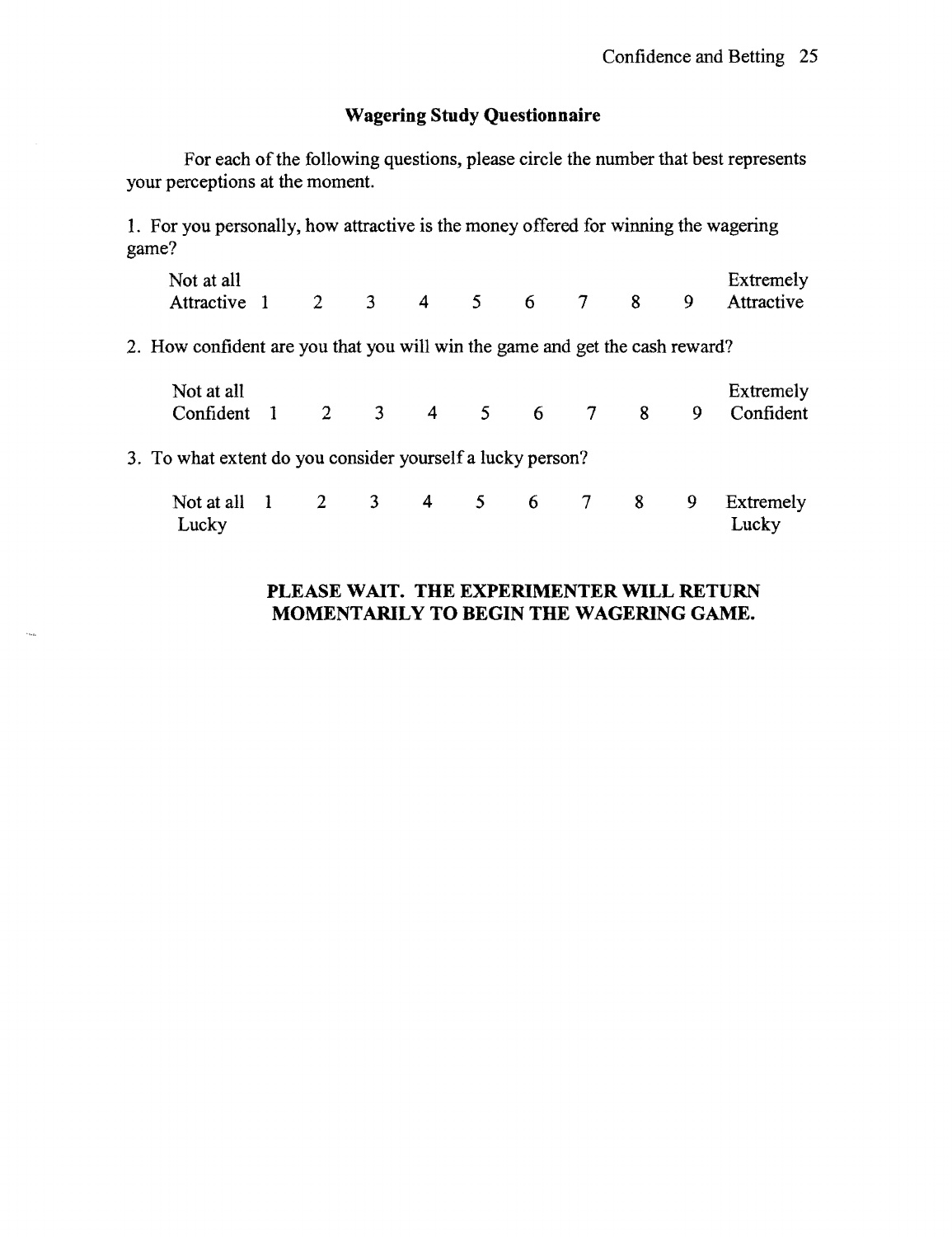### Wagering Study Questionnaire

For each of the following questions, please circle the number that best represents your perceptions at the moment.

1. For you personally, how attractive is the money offered for winning the wagering game?

Not at all Attractive 1 2 3 4 5 6 7 8 9 Extremely Attractive

2. How confident are you that you will win the game and get the cash reward?

Not at all Confident 1 2 3 4 5 6 7 8 9 Extremely Confident

3. To what extent do you consider yourself a lucky person?

Not at all Lucky 1 2 3 4 5 6 7 8 9 Extremely Lucky

**PLEASE WAIT. THE EXPERIMENTER WILL RETURN MOMENTARILY TO BEGIN THE WAGERING GAME.**